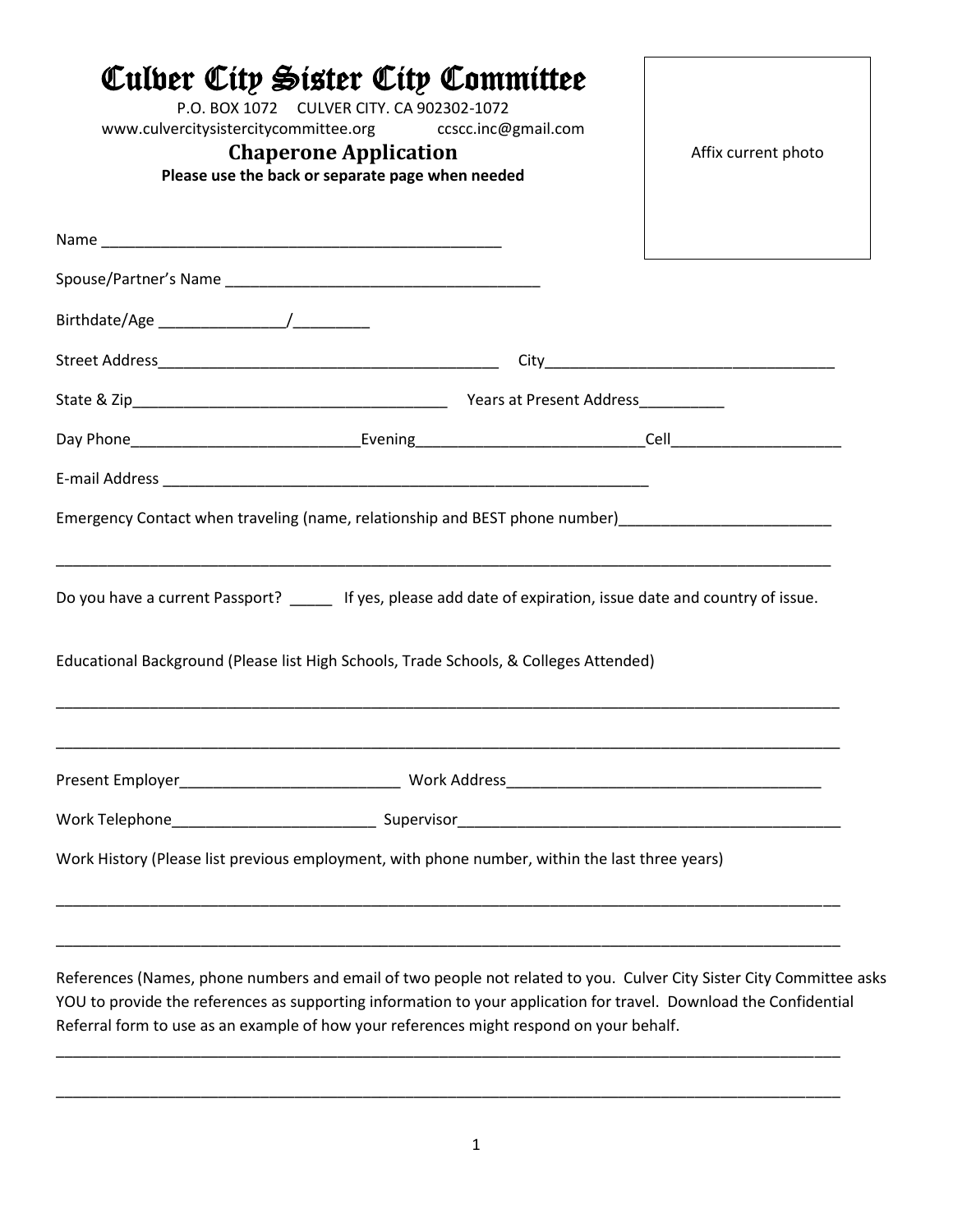# Culver City Sister City Committee

P.O. BOX 1072 CULVER CITY. CA 902302-1072

www.culvercitysistercitycommittee.org ccscc.inc@gmail.com

## Chaperone Application

**Please use the back or separate page when needed**

Affix current photo

Name _______________________________________________

Spouse/Partner's Name ____________________________________

Birthdate/Age _______________/_________

Street Address_________________________________________ City___________________________________

State & Zip______________________________________ Years at Present Address__________

Day Phone__________________________Evening__________________________Cell___________________

E-mail Address ___________________________________________________________

Emergency Contact when traveling (name, relationship and BEST phone number)________________________

_______________________________________________________________________________________________

Do you have a current Passport? _____ If yes, please add date of expiration, issue date and country of issue.

Educational Background (Please list High Schools, Trade Schools, & Colleges Attended)

_______________________________________________________________________________________________

_______________________________________________________________________________________________

Present Employer__________________________ Work Address_____________________________________

Work Telephone________________________ Supervisor______________________________________________

Work History (Please list previous employment, with phone number, within the last three years)

_______________________________________________________________________________________________

_______________________________________________________________________________________________

References (Names, phone numbers and email of two people not related to you. Culver City Sister City Committee asks YOU to provide the references as supporting information to your application for travel. Download the Confidential Referral form to use as an example of how your references might respond on your behalf.

_______________________________________________________________________________________________

_______________________________________________________________________________________________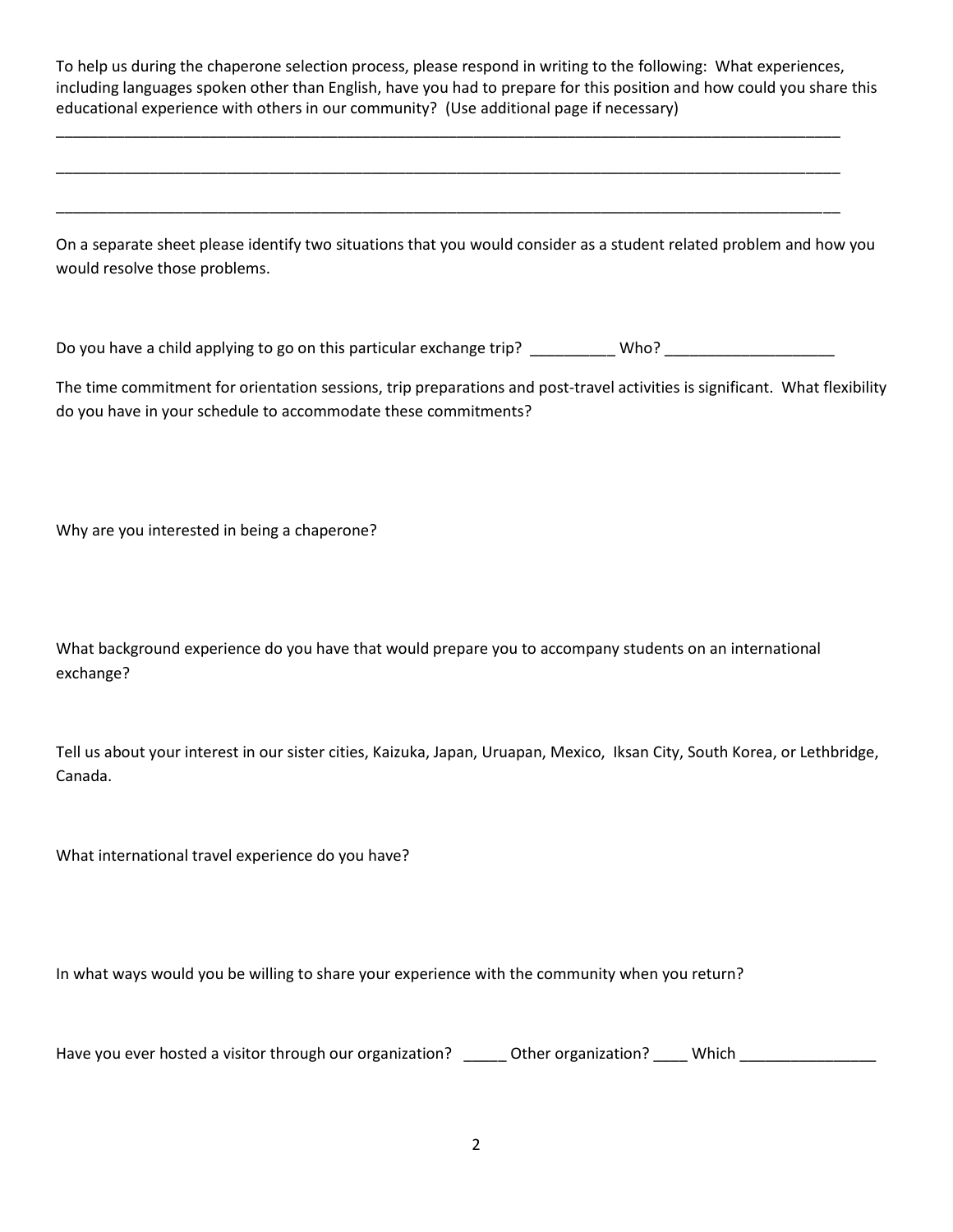To help us during the chaperone selection process, please respond in writing to the following: What experiences, including languages spoken other than English, have you had to prepare for this position and how could you share this educational experience with others in our community? (Use additional page if necessary)

____________________________________________________________________________________________________

____________________________________________________________________________________________________

____________________________________________________________________________________________________

On a separate sheet please identify two situations that you would consider as a student related problem and how you would resolve those problems.

Do you have a child applying to go on this particular exchange trip? __________ Who? ____________________

The time commitment for orientation sessions, trip preparations and post-travel activities is significant. What flexibility do you have in your schedule to accommodate these commitments?

Why are you interested in being a chaperone?

What background experience do you have that would prepare you to accompany students on an international exchange?

Tell us about your interest in our sister cities, Kaizuka, Japan, Uruapan, Mexico, Iksan City, South Korea, or Lethbridge, Canada.

What international travel experience do you have?

In what ways would you be willing to share your experience with the community when you return?

Have you ever hosted a visitor through our organization? _____ Other organization? ____ Which ________________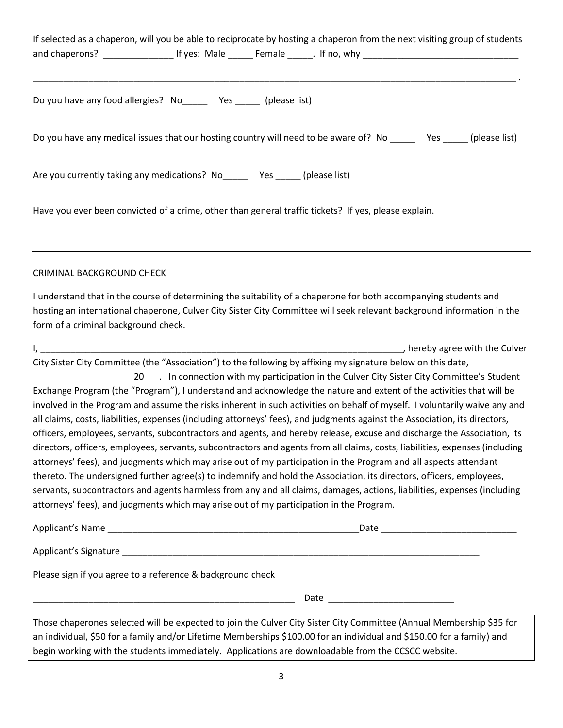If selected as a chaperon, will you be able to reciprocate by hosting a chaperon from the next visiting group of students and chaperons? ______________ If yes: Male _____ Female _____. If no, why _______________________________

_____________________________________________________________________________________________________ .

Do you have any food allergies? No_____ Yes _____ (please list)

Do you have any medical issues that our hosting country will need to be aware of? No _____ Yes _____ (please list)

Are you currently taking any medications? No_____ Yes _____ (please list)

Have you ever been convicted of a crime, other than general traffic tickets? If yes, please explain.

---

CRIMINAL BACKGROUND CHECK

I understand that in the course of determining the suitability of a chaperone for both accompanying students and hosting an international chaperone, Culver City Sister City Committee will seek relevant background information in the form of a criminal background check.

I, ___________________________________________________________________________, hereby agree with the Culver City Sister City Committee (the "Association") to the following by affixing my signature below on this date, ____________________20___. In connection with my participation in the Culver City Sister City Committee's Student Exchange Program (the "Program"), I understand and acknowledge the nature and extent of the activities that will be involved in the Program and assume the risks inherent in such activities on behalf of myself. I voluntarily waive any and all claims, costs, liabilities, expenses (including attorneys' fees), and judgments against the Association, its directors, officers, employees, servants, subcontractors and agents, and hereby release, excuse and discharge the Association, its directors, officers, employees, servants, subcontractors and agents from all claims, costs, liabilities, expenses (including attorneys' fees), and judgments which may arise out of my participation in the Program and all aspects attendant thereto. The undersigned further agree(s) to indemnify and hold the Association, its directors, officers, employees, servants, subcontractors and agents harmless from any and all claims, damages, actions, liabilities, expenses (including attorneys' fees), and judgments which may arise out of my participation in the Program.

Applicant's Name ____________________________________________________Date ___________________________

Applicant's Signature ___________________________________________________________________________

Please sign if you agree to a reference & background check

______________________________________________________ Date _________________________

Those chaperones selected will be expected to join the Culver City Sister City Committee (Annual Membership $35 for an individual, $50 for a family and/or Lifetime Memberships $100.00 for an individual and $150.00 for a family) and begin working with the students immediately. Applications are downloadable from the CCSCC website.